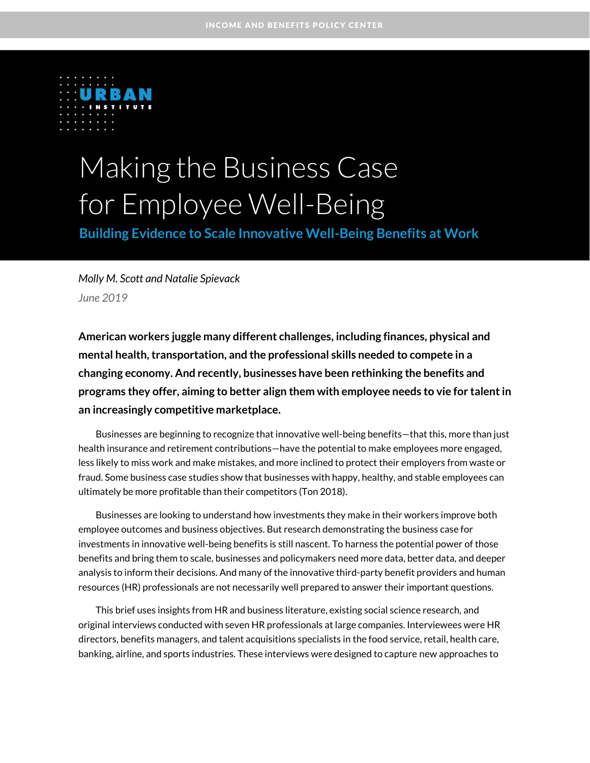INCOME AND BENEFITS POLICY CENTER

URBAN INSTITUTE

# Making the Business Case for Employee Well-Being

## Building Evidence to Scale Innovative Well-Being Benefits at Work

*Molly M. Scott and Natalie Spievack*

*June 2019*

**American workers juggle many different challenges, including finances, physical and mental health, transportation, and the professional skills needed to compete in a changing economy. And recently, businesses have been rethinking the benefits and programs they offer, aiming to better align them with employee needs to vie for talent in an increasingly competitive marketplace.**

Businesses are beginning to recognize that innovative well-being benefits—that this, more than just health insurance and retirement contributions—have the potential to make employees more engaged, less likely to miss work and make mistakes, and more inclined to protect their employers from waste or fraud. Some business case studies show that businesses with happy, healthy, and stable employees can ultimately be more profitable than their competitors (Ton 2018).

Businesses are looking to understand how investments they make in their workers improve both employee outcomes and business objectives. But research demonstrating the business case for investments in innovative well-being benefits is still nascent. To harness the potential power of those benefits and bring them to scale, businesses and policymakers need more data, better data, and deeper analysis to inform their decisions. And many of the innovative third-party benefit providers and human resources (HR) professionals are not necessarily well prepared to answer their important questions.

This brief uses insights from HR and business literature, existing social science research, and original interviews conducted with seven HR professionals at large companies. Interviewees were HR directors, benefits managers, and talent acquisitions specialists in the food service, retail, health care, banking, airline, and sports industries. These interviews were designed to capture new approaches to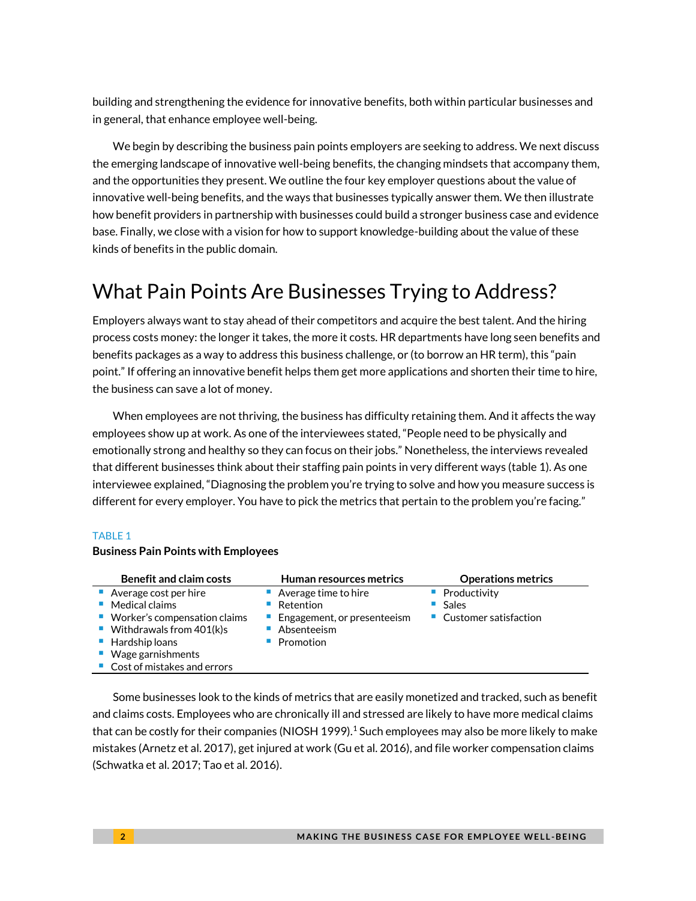building and strengthening the evidence for innovative benefits, both within particular businesses and in general, that enhance employee well-being.

We begin by describing the business pain points employers are seeking to address. We next discuss the emerging landscape of innovative well-being benefits, the changing mindsets that accompany them, and the opportunities they present. We outline the four key employer questions about the value of innovative well-being benefits, and the ways that businesses typically answer them. We then illustrate how benefit providers in partnership with businesses could build a stronger business case and evidence base. Finally, we close with a vision for how to support knowledge-building about the value of these kinds of benefits in the public domain.

## What Pain Points Are Businesses Trying to Address?

Employers always want to stay ahead of their competitors and acquire the best talent. And the hiring process costs money: the longer it takes, the more it costs. HR departments have long seen benefits and benefits packages as a way to address this business challenge, or (to borrow an HR term), this "pain point." If offering an innovative benefit helps them get more applications and shorten their time to hire, the business can save a lot of money.

When employees are not thriving, the business has difficulty retaining them. And it affects the way employees show up at work. As one of the interviewees stated, "People need to be physically and emotionally strong and healthy so they can focus on their jobs." Nonetheless, the interviews revealed that different businesses think about their staffing pain points in very different ways (table 1). As one interviewee explained, "Diagnosing the problem you're trying to solve and how you measure success is different for every employer. You have to pick the metrics that pertain to the problem you're facing."

TABLE 1

**Business Pain Points with Employees**

| Benefit and claim costs | Human resources metrics | Operations metrics |
|---|---|---|
| ▪ Average cost per hire | ▪ Average time to hire | ▪ Productivity |
| ▪ Medical claims | ▪ Retention | ▪ Sales |
| ▪ Worker's compensation claims | ▪ Engagement, or presenteeism | ▪ Customer satisfaction |
| ▪ Withdrawals from 401(k)s | ▪ Absenteeism | |
| ▪ Hardship loans | ▪ Promotion | |
| ▪ Wage garnishments | | |
| ▪ Cost of mistakes and errors | | |

Some businesses look to the kinds of metrics that are easily monetized and tracked, such as benefit and claims costs. Employees who are chronically ill and stressed are likely to have more medical claims that can be costly for their companies (NIOSH 1999).[1] Such employees may also be more likely to make mistakes (Arnetz et al. 2017), get injured at work (Gu et al. 2016), and file worker compensation claims (Schwatka et al. 2017; Tao et al. 2016).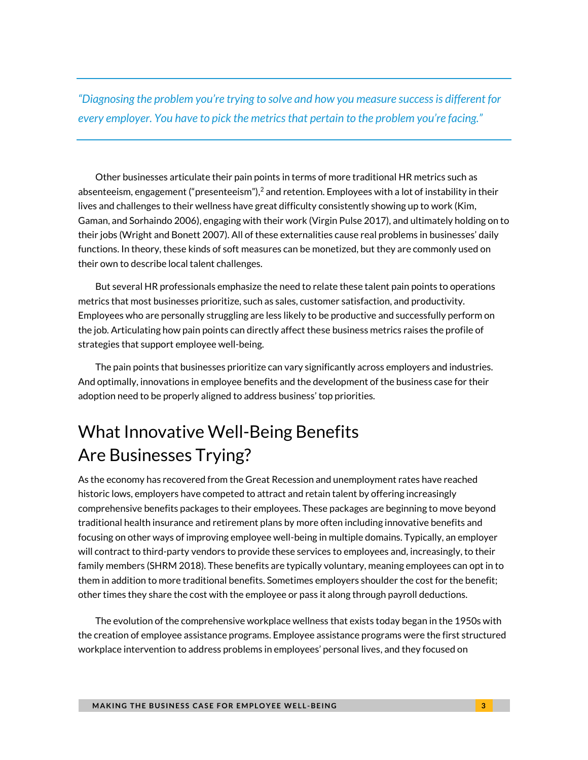> *"Diagnosing the problem you're trying to solve and how you measure success is different for every employer. You have to pick the metrics that pertain to the problem you're facing."*

Other businesses articulate their pain points in terms of more traditional HR metrics such as absenteeism, engagement ("presenteeism"),[2] and retention. Employees with a lot of instability in their lives and challenges to their wellness have great difficulty consistently showing up to work (Kim, Gaman, and Sorhaindo 2006), engaging with their work (Virgin Pulse 2017), and ultimately holding on to their jobs (Wright and Bonett 2007). All of these externalities cause real problems in businesses' daily functions. In theory, these kinds of soft measures can be monetized, but they are commonly used on their own to describe local talent challenges.

But several HR professionals emphasize the need to relate these talent pain points to operations metrics that most businesses prioritize, such as sales, customer satisfaction, and productivity. Employees who are personally struggling are less likely to be productive and successfully perform on the job. Articulating how pain points can directly affect these business metrics raises the profile of strategies that support employee well-being.

The pain points that businesses prioritize can vary significantly across employers and industries. And optimally, innovations in employee benefits and the development of the business case for their adoption need to be properly aligned to address business' top priorities.

## What Innovative Well-Being Benefits Are Businesses Trying?

As the economy has recovered from the Great Recession and unemployment rates have reached historic lows, employers have competed to attract and retain talent by offering increasingly comprehensive benefits packages to their employees. These packages are beginning to move beyond traditional health insurance and retirement plans by more often including innovative benefits and focusing on other ways of improving employee well-being in multiple domains. Typically, an employer will contract to third-party vendors to provide these services to employees and, increasingly, to their family members (SHRM 2018). These benefits are typically voluntary, meaning employees can opt in to them in addition to more traditional benefits. Sometimes employers shoulder the cost for the benefit; other times they share the cost with the employee or pass it along through payroll deductions.

The evolution of the comprehensive workplace wellness that exists today began in the 1950s with the creation of employee assistance programs. Employee assistance programs were the first structured workplace intervention to address problems in employees' personal lives, and they focused on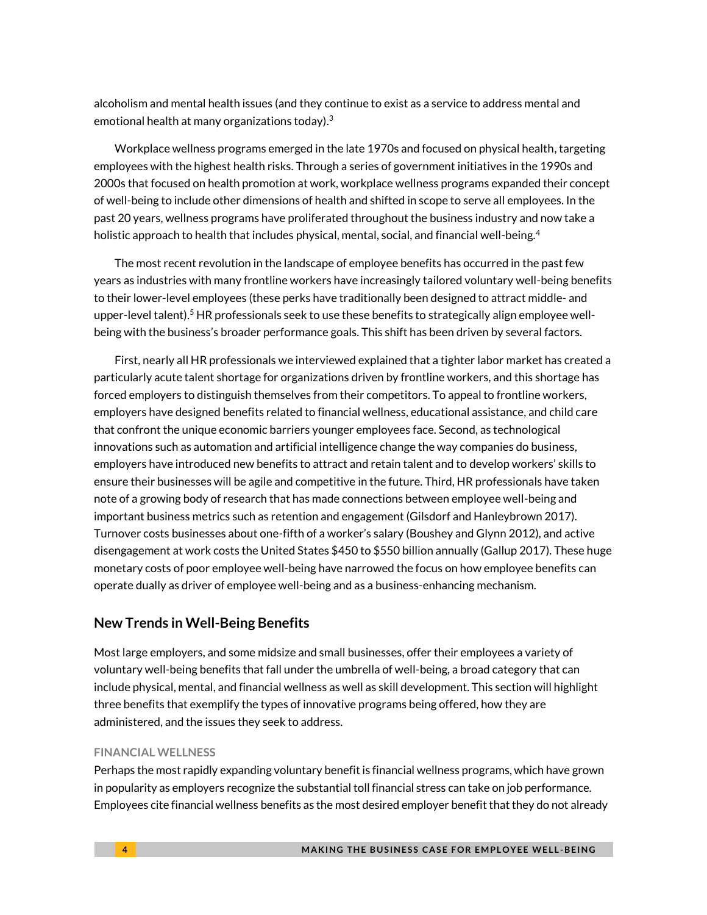alcoholism and mental health issues (and they continue to exist as a service to address mental and emotional health at many organizations today).[3]

Workplace wellness programs emerged in the late 1970s and focused on physical health, targeting employees with the highest health risks. Through a series of government initiatives in the 1990s and 2000s that focused on health promotion at work, workplace wellness programs expanded their concept of well-being to include other dimensions of health and shifted in scope to serve all employees. In the past 20 years, wellness programs have proliferated throughout the business industry and now take a holistic approach to health that includes physical, mental, social, and financial well-being.[4]

The most recent revolution in the landscape of employee benefits has occurred in the past few years as industries with many frontline workers have increasingly tailored voluntary well-being benefits to their lower-level employees (these perks have traditionally been designed to attract middle- and upper-level talent).[5] HR professionals seek to use these benefits to strategically align employee well-being with the business's broader performance goals. This shift has been driven by several factors.

First, nearly all HR professionals we interviewed explained that a tighter labor market has created a particularly acute talent shortage for organizations driven by frontline workers, and this shortage has forced employers to distinguish themselves from their competitors. To appeal to frontline workers, employers have designed benefits related to financial wellness, educational assistance, and child care that confront the unique economic barriers younger employees face. Second, as technological innovations such as automation and artificial intelligence change the way companies do business, employers have introduced new benefits to attract and retain talent and to develop workers' skills to ensure their businesses will be agile and competitive in the future. Third, HR professionals have taken note of a growing body of research that has made connections between employee well-being and important business metrics such as retention and engagement (Gilsdorf and Hanleybrown 2017). Turnover costs businesses about one-fifth of a worker's salary (Boushey and Glynn 2012), and active disengagement at work costs the United States $450 to $550 billion annually (Gallup 2017). These huge monetary costs of poor employee well-being have narrowed the focus on how employee benefits can operate dually as driver of employee well-being and as a business-enhancing mechanism.

## New Trends in Well-Being Benefits

Most large employers, and some midsize and small businesses, offer their employees a variety of voluntary well-being benefits that fall under the umbrella of well-being, a broad category that can include physical, mental, and financial wellness as well as skill development. This section will highlight three benefits that exemplify the types of innovative programs being offered, how they are administered, and the issues they seek to address.

### FINANCIAL WELLNESS

Perhaps the most rapidly expanding voluntary benefit is financial wellness programs, which have grown in popularity as employers recognize the substantial toll financial stress can take on job performance. Employees cite financial wellness benefits as the most desired employer benefit that they do not already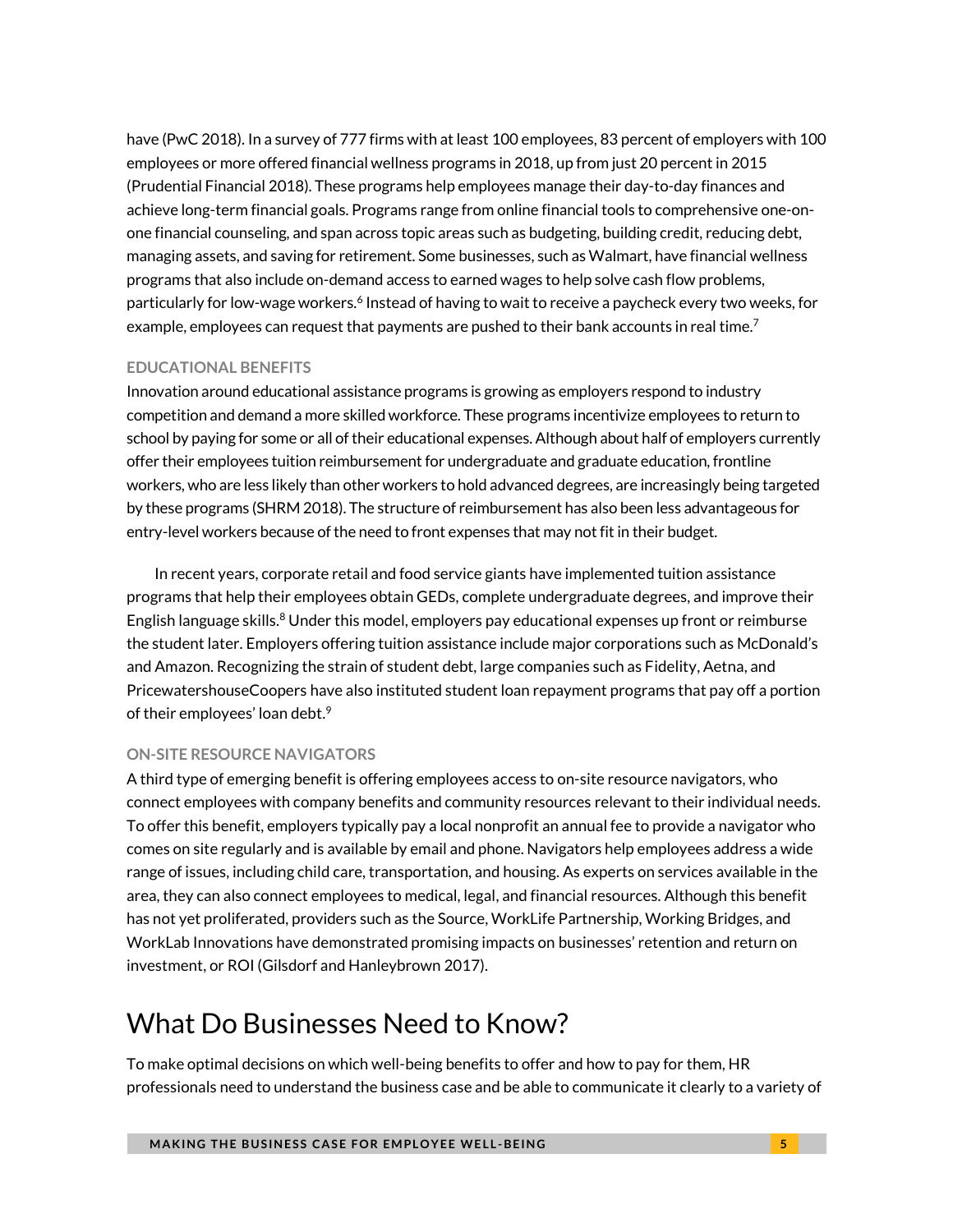have (PwC 2018). In a survey of 777 firms with at least 100 employees, 83 percent of employers with 100 employees or more offered financial wellness programs in 2018, up from just 20 percent in 2015 (Prudential Financial 2018). These programs help employees manage their day-to-day finances and achieve long-term financial goals. Programs range from online financial tools to comprehensive one-on-one financial counseling, and span across topic areas such as budgeting, building credit, reducing debt, managing assets, and saving for retirement. Some businesses, such as Walmart, have financial wellness programs that also include on-demand access to earned wages to help solve cash flow problems, particularly for low-wage workers.[6] Instead of having to wait to receive a paycheck every two weeks, for example, employees can request that payments are pushed to their bank accounts in real time.[7]

### EDUCATIONAL BENEFITS

Innovation around educational assistance programs is growing as employers respond to industry competition and demand a more skilled workforce. These programs incentivize employees to return to school by paying for some or all of their educational expenses. Although about half of employers currently offer their employees tuition reimbursement for undergraduate and graduate education, frontline workers, who are less likely than other workers to hold advanced degrees, are increasingly being targeted by these programs (SHRM 2018). The structure of reimbursement has also been less advantageous for entry-level workers because of the need to front expenses that may not fit in their budget.

In recent years, corporate retail and food service giants have implemented tuition assistance programs that help their employees obtain GEDs, complete undergraduate degrees, and improve their English language skills.[8] Under this model, employers pay educational expenses up front or reimburse the student later. Employers offering tuition assistance include major corporations such as McDonald's and Amazon. Recognizing the strain of student debt, large companies such as Fidelity, Aetna, and PricewaterhouseCoopers have also instituted student loan repayment programs that pay off a portion of their employees' loan debt.[9]

### ON-SITE RESOURCE NAVIGATORS

A third type of emerging benefit is offering employees access to on-site resource navigators, who connect employees with company benefits and community resources relevant to their individual needs. To offer this benefit, employers typically pay a local nonprofit an annual fee to provide a navigator who comes on site regularly and is available by email and phone. Navigators help employees address a wide range of issues, including child care, transportation, and housing. As experts on services available in the area, they can also connect employees to medical, legal, and financial resources. Although this benefit has not yet proliferated, providers such as the Source, WorkLife Partnership, Working Bridges, and WorkLab Innovations have demonstrated promising impacts on businesses' retention and return on investment, or ROI (Gilsdorf and Hanleybrown 2017).

## What Do Businesses Need to Know?

To make optimal decisions on which well-being benefits to offer and how to pay for them, HR professionals need to understand the business case and be able to communicate it clearly to a variety of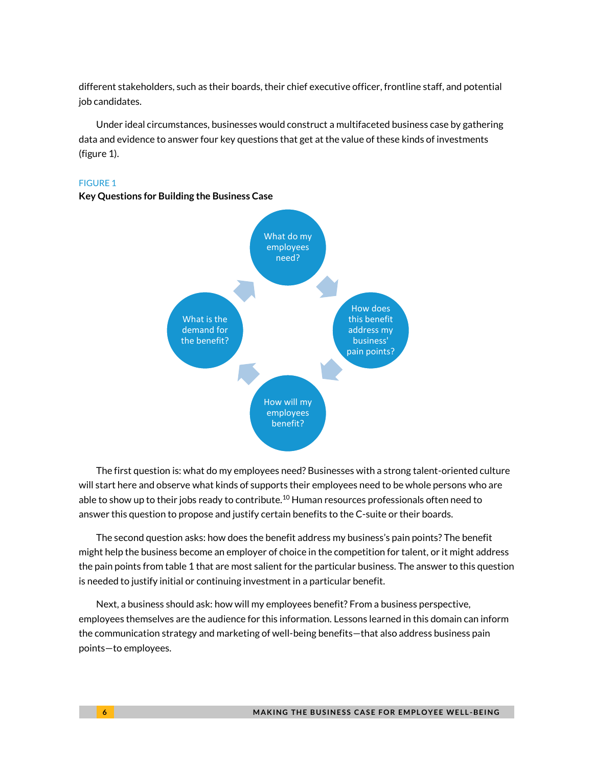different stakeholders, such as their boards, their chief executive officer, frontline staff, and potential job candidates.

Under ideal circumstances, businesses would construct a multifaceted business case by gathering data and evidence to answer four key questions that get at the value of these kinds of investments (figure 1).

FIGURE 1
**Key Questions for Building the Business Case**

What do my employees need?

How does this benefit address my business' pain points?

How will my employees benefit?

What is the demand for the benefit?

The first question is: what do my employees need? Businesses with a strong talent-oriented culture will start here and observe what kinds of supports their employees need to be whole persons who are able to show up to their jobs ready to contribute.[10] Human resources professionals often need to answer this question to propose and justify certain benefits to the C-suite or their boards.

The second question asks: how does the benefit address my business's pain points? The benefit might help the business become an employer of choice in the competition for talent, or it might address the pain points from table 1 that are most salient for the particular business. The answer to this question is needed to justify initial or continuing investment in a particular benefit.

Next, a business should ask: how will my employees benefit? From a business perspective, employees themselves are the audience for this information. Lessons learned in this domain can inform the communication strategy and marketing of well-being benefits—that also address business pain points—to employees.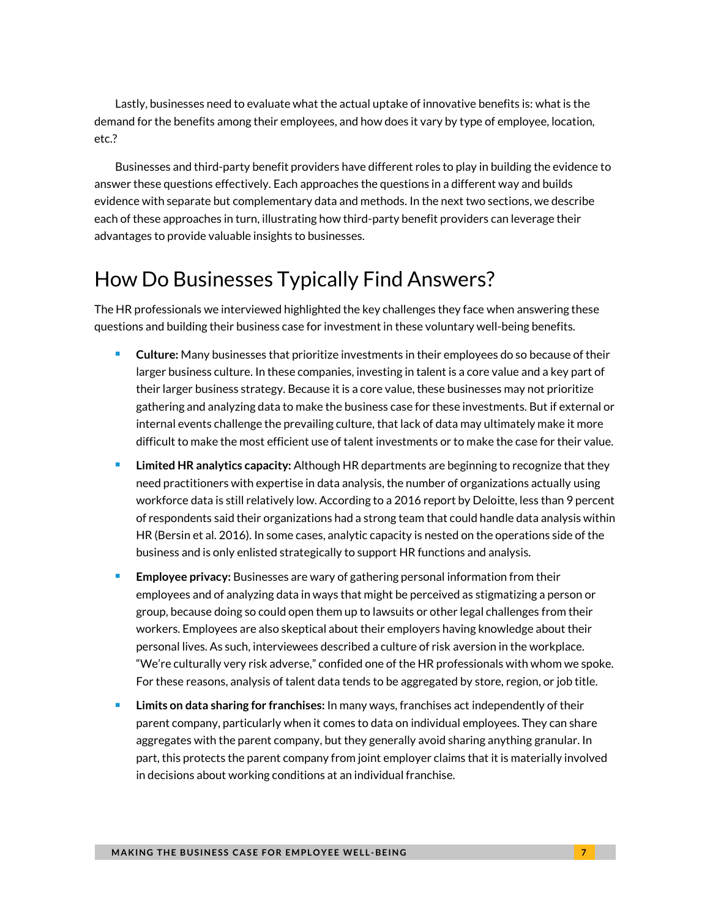Lastly, businesses need to evaluate what the actual uptake of innovative benefits is: what is the demand for the benefits among their employees, and how does it vary by type of employee, location, etc.?

Businesses and third-party benefit providers have different roles to play in building the evidence to answer these questions effectively. Each approaches the questions in a different way and builds evidence with separate but complementary data and methods. In the next two sections, we describe each of these approaches in turn, illustrating how third-party benefit providers can leverage their advantages to provide valuable insights to businesses.

## How Do Businesses Typically Find Answers?

The HR professionals we interviewed highlighted the key challenges they face when answering these questions and building their business case for investment in these voluntary well-being benefits.

- **Culture:** Many businesses that prioritize investments in their employees do so because of their larger business culture. In these companies, investing in talent is a core value and a key part of their larger business strategy. Because it is a core value, these businesses may not prioritize gathering and analyzing data to make the business case for these investments. But if external or internal events challenge the prevailing culture, that lack of data may ultimately make it more difficult to make the most efficient use of talent investments or to make the case for their value.
- **Limited HR analytics capacity:** Although HR departments are beginning to recognize that they need practitioners with expertise in data analysis, the number of organizations actually using workforce data is still relatively low. According to a 2016 report by Deloitte, less than 9 percent of respondents said their organizations had a strong team that could handle data analysis within HR (Bersin et al. 2016). In some cases, analytic capacity is nested on the operations side of the business and is only enlisted strategically to support HR functions and analysis.
- **Employee privacy:** Businesses are wary of gathering personal information from their employees and of analyzing data in ways that might be perceived as stigmatizing a person or group, because doing so could open them up to lawsuits or other legal challenges from their workers. Employees are also skeptical about their employers having knowledge about their personal lives. As such, interviewees described a culture of risk aversion in the workplace. "We're culturally very risk adverse," confided one of the HR professionals with whom we spoke. For these reasons, analysis of talent data tends to be aggregated by store, region, or job title.
- **Limits on data sharing for franchises:** In many ways, franchises act independently of their parent company, particularly when it comes to data on individual employees. They can share aggregates with the parent company, but they generally avoid sharing anything granular. In part, this protects the parent company from joint employer claims that it is materially involved in decisions about working conditions at an individual franchise.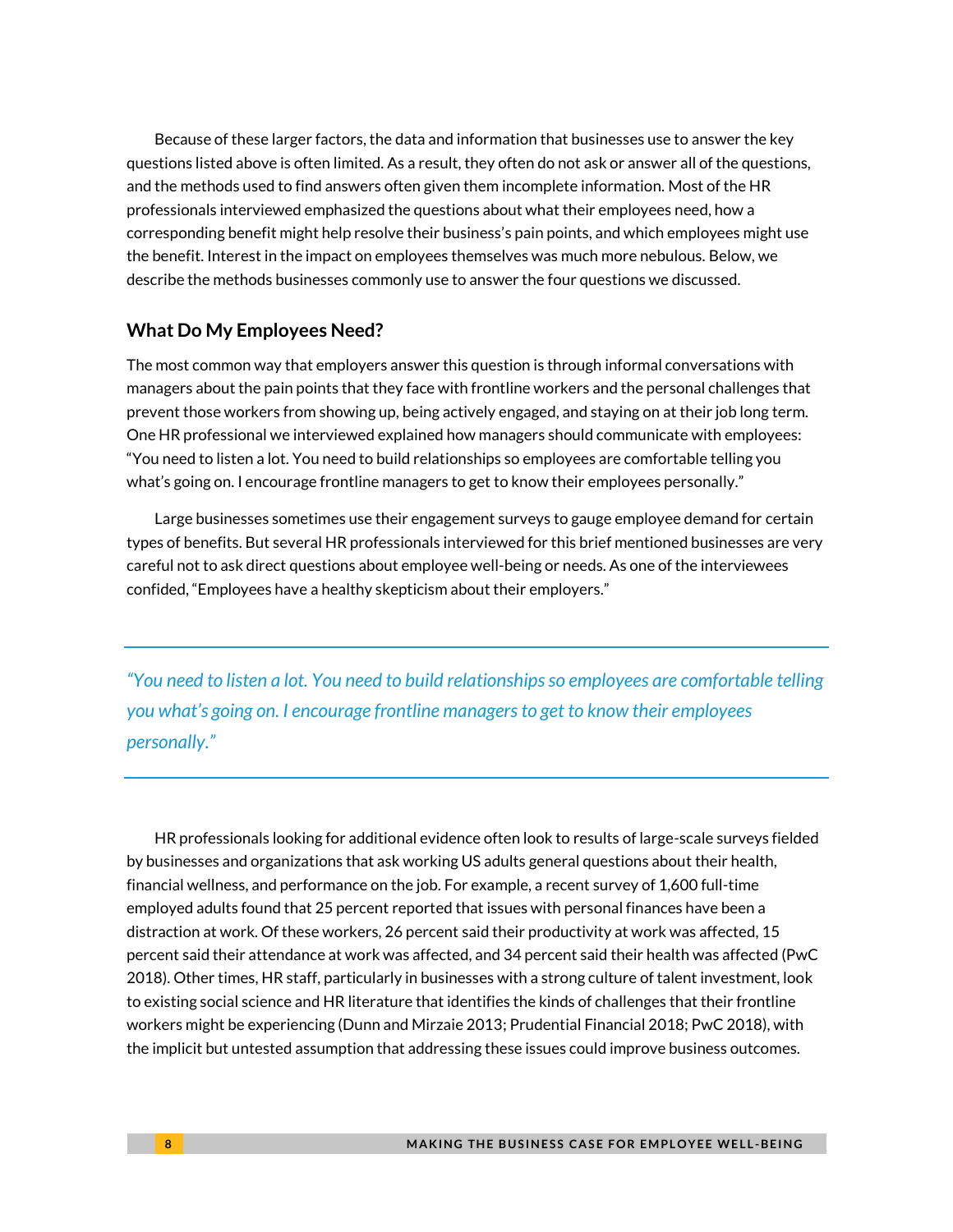Because of these larger factors, the data and information that businesses use to answer the key questions listed above is often limited. As a result, they often do not ask or answer all of the questions, and the methods used to find answers often given them incomplete information. Most of the HR professionals interviewed emphasized the questions about what their employees need, how a corresponding benefit might help resolve their business's pain points, and which employees might use the benefit. Interest in the impact on employees themselves was much more nebulous. Below, we describe the methods businesses commonly use to answer the four questions we discussed.

### What Do My Employees Need?

The most common way that employers answer this question is through informal conversations with managers about the pain points that they face with frontline workers and the personal challenges that prevent those workers from showing up, being actively engaged, and staying on at their job long term. One HR professional we interviewed explained how managers should communicate with employees: "You need to listen a lot. You need to build relationships so employees are comfortable telling you what's going on. I encourage frontline managers to get to know their employees personally."

Large businesses sometimes use their engagement surveys to gauge employee demand for certain types of benefits. But several HR professionals interviewed for this brief mentioned businesses are very careful not to ask direct questions about employee well-being or needs. As one of the interviewees confided, "Employees have a healthy skepticism about their employers."

> *"You need to listen a lot. You need to build relationships so employees are comfortable telling you what's going on. I encourage frontline managers to get to know their employees personally."*

HR professionals looking for additional evidence often look to results of large-scale surveys fielded by businesses and organizations that ask working US adults general questions about their health, financial wellness, and performance on the job. For example, a recent survey of 1,600 full-time employed adults found that 25 percent reported that issues with personal finances have been a distraction at work. Of these workers, 26 percent said their productivity at work was affected, 15 percent said their attendance at work was affected, and 34 percent said their health was affected (PwC 2018). Other times, HR staff, particularly in businesses with a strong culture of talent investment, look to existing social science and HR literature that identifies the kinds of challenges that their frontline workers might be experiencing (Dunn and Mirzaie 2013; Prudential Financial 2018; PwC 2018), with the implicit but untested assumption that addressing these issues could improve business outcomes.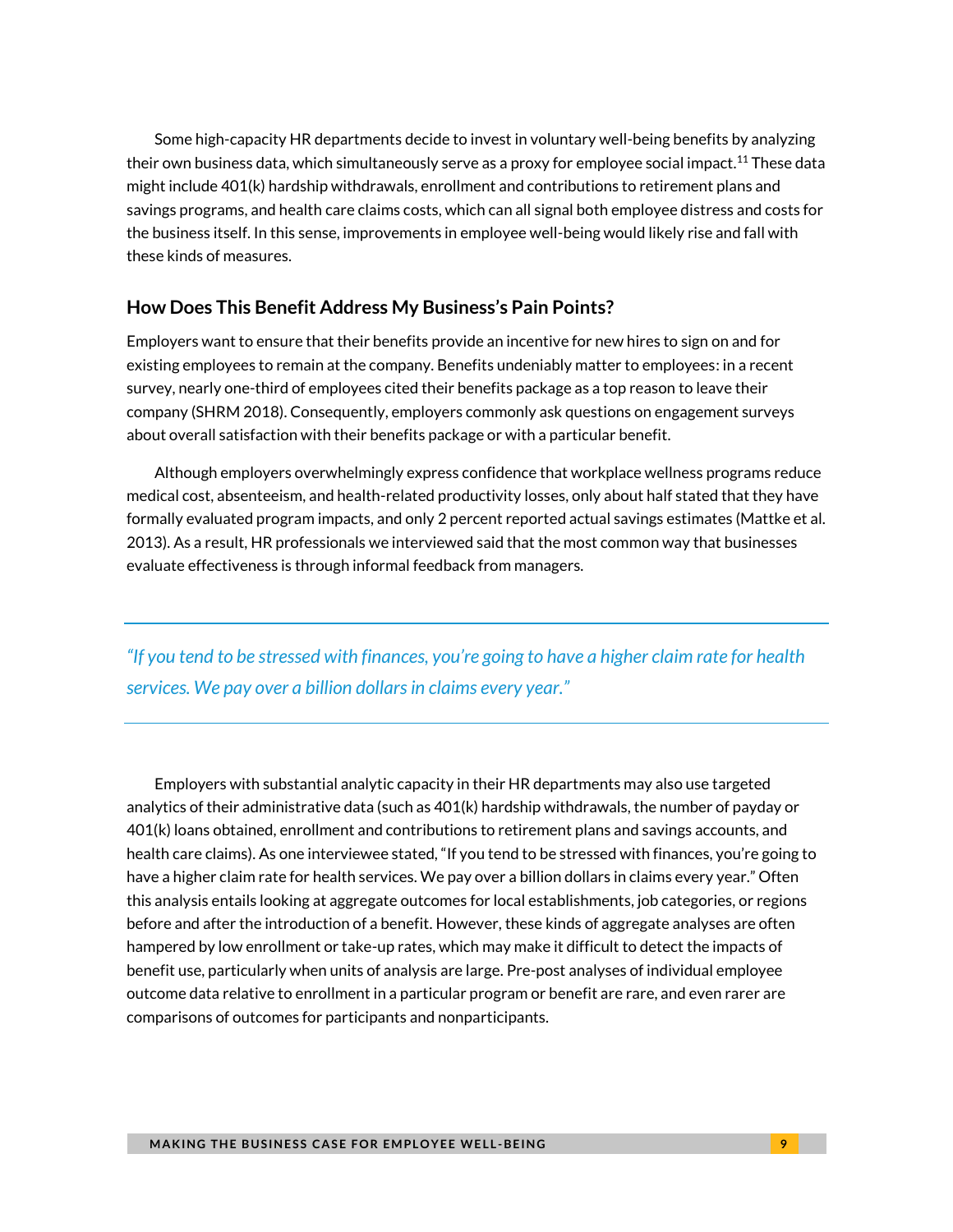Some high-capacity HR departments decide to invest in voluntary well-being benefits by analyzing their own business data, which simultaneously serve as a proxy for employee social impact.[11] These data might include 401(k) hardship withdrawals, enrollment and contributions to retirement plans and savings programs, and health care claims costs, which can all signal both employee distress and costs for the business itself. In this sense, improvements in employee well-being would likely rise and fall with these kinds of measures.

### How Does This Benefit Address My Business's Pain Points?

Employers want to ensure that their benefits provide an incentive for new hires to sign on and for existing employees to remain at the company. Benefits undeniably matter to employees: in a recent survey, nearly one-third of employees cited their benefits package as a top reason to leave their company (SHRM 2018). Consequently, employers commonly ask questions on engagement surveys about overall satisfaction with their benefits package or with a particular benefit.

Although employers overwhelmingly express confidence that workplace wellness programs reduce medical cost, absenteeism, and health-related productivity losses, only about half stated that they have formally evaluated program impacts, and only 2 percent reported actual savings estimates (Mattke et al. 2013). As a result, HR professionals we interviewed said that the most common way that businesses evaluate effectiveness is through informal feedback from managers.

---

*"If you tend to be stressed with finances, you're going to have a higher claim rate for health services. We pay over a billion dollars in claims every year."*

---

Employers with substantial analytic capacity in their HR departments may also use targeted analytics of their administrative data (such as 401(k) hardship withdrawals, the number of payday or 401(k) loans obtained, enrollment and contributions to retirement plans and savings accounts, and health care claims). As one interviewee stated, "If you tend to be stressed with finances, you're going to have a higher claim rate for health services. We pay over a billion dollars in claims every year." Often this analysis entails looking at aggregate outcomes for local establishments, job categories, or regions before and after the introduction of a benefit. However, these kinds of aggregate analyses are often hampered by low enrollment or take-up rates, which may make it difficult to detect the impacts of benefit use, particularly when units of analysis are large. Pre-post analyses of individual employee outcome data relative to enrollment in a particular program or benefit are rare, and even rarer are comparisons of outcomes for participants and nonparticipants.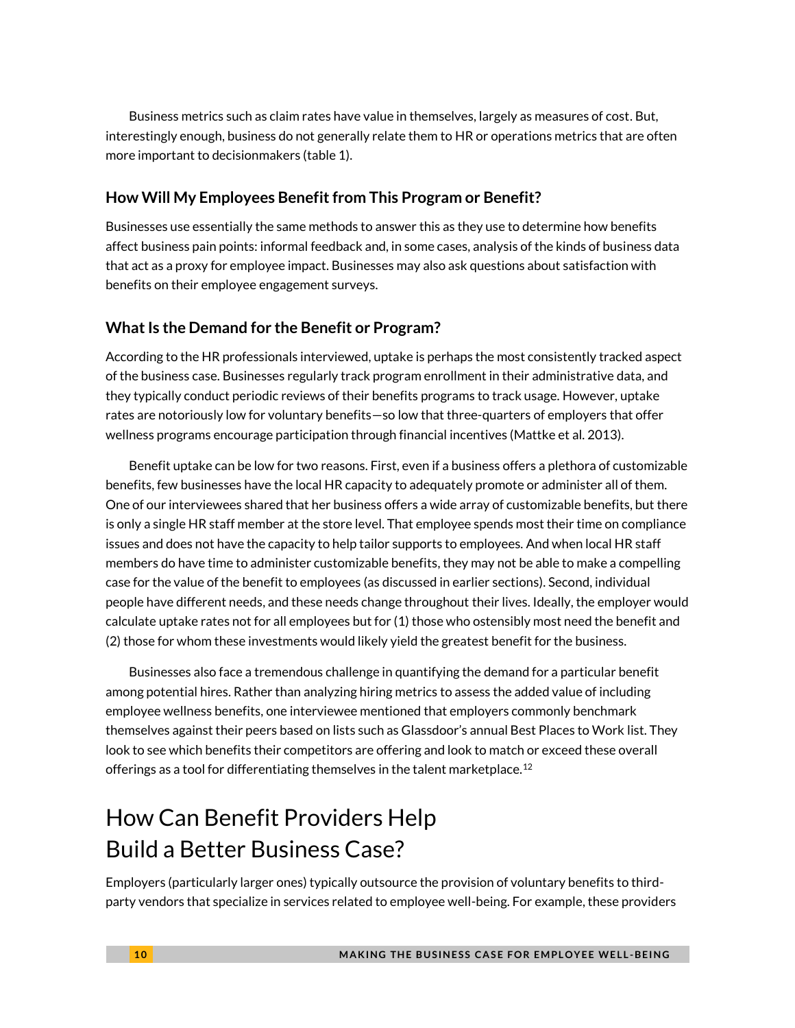Business metrics such as claim rates have value in themselves, largely as measures of cost. But, interestingly enough, business do not generally relate them to HR or operations metrics that are often more important to decisionmakers (table 1).

### How Will My Employees Benefit from This Program or Benefit?

Businesses use essentially the same methods to answer this as they use to determine how benefits affect business pain points: informal feedback and, in some cases, analysis of the kinds of business data that act as a proxy for employee impact. Businesses may also ask questions about satisfaction with benefits on their employee engagement surveys.

### What Is the Demand for the Benefit or Program?

According to the HR professionals interviewed, uptake is perhaps the most consistently tracked aspect of the business case. Businesses regularly track program enrollment in their administrative data, and they typically conduct periodic reviews of their benefits programs to track usage. However, uptake rates are notoriously low for voluntary benefits—so low that three-quarters of employers that offer wellness programs encourage participation through financial incentives (Mattke et al. 2013).

Benefit uptake can be low for two reasons. First, even if a business offers a plethora of customizable benefits, few businesses have the local HR capacity to adequately promote or administer all of them. One of our interviewees shared that her business offers a wide array of customizable benefits, but there is only a single HR staff member at the store level. That employee spends most their time on compliance issues and does not have the capacity to help tailor supports to employees. And when local HR staff members do have time to administer customizable benefits, they may not be able to make a compelling case for the value of the benefit to employees (as discussed in earlier sections). Second, individual people have different needs, and these needs change throughout their lives. Ideally, the employer would calculate uptake rates not for all employees but for (1) those who ostensibly most need the benefit and (2) those for whom these investments would likely yield the greatest benefit for the business.

Businesses also face a tremendous challenge in quantifying the demand for a particular benefit among potential hires. Rather than analyzing hiring metrics to assess the added value of including employee wellness benefits, one interviewee mentioned that employers commonly benchmark themselves against their peers based on lists such as Glassdoor's annual Best Places to Work list. They look to see which benefits their competitors are offering and look to match or exceed these overall offerings as a tool for differentiating themselves in the talent marketplace.[12]

## How Can Benefit Providers Help Build a Better Business Case?

Employers (particularly larger ones) typically outsource the provision of voluntary benefits to third-party vendors that specialize in services related to employee well-being. For example, these providers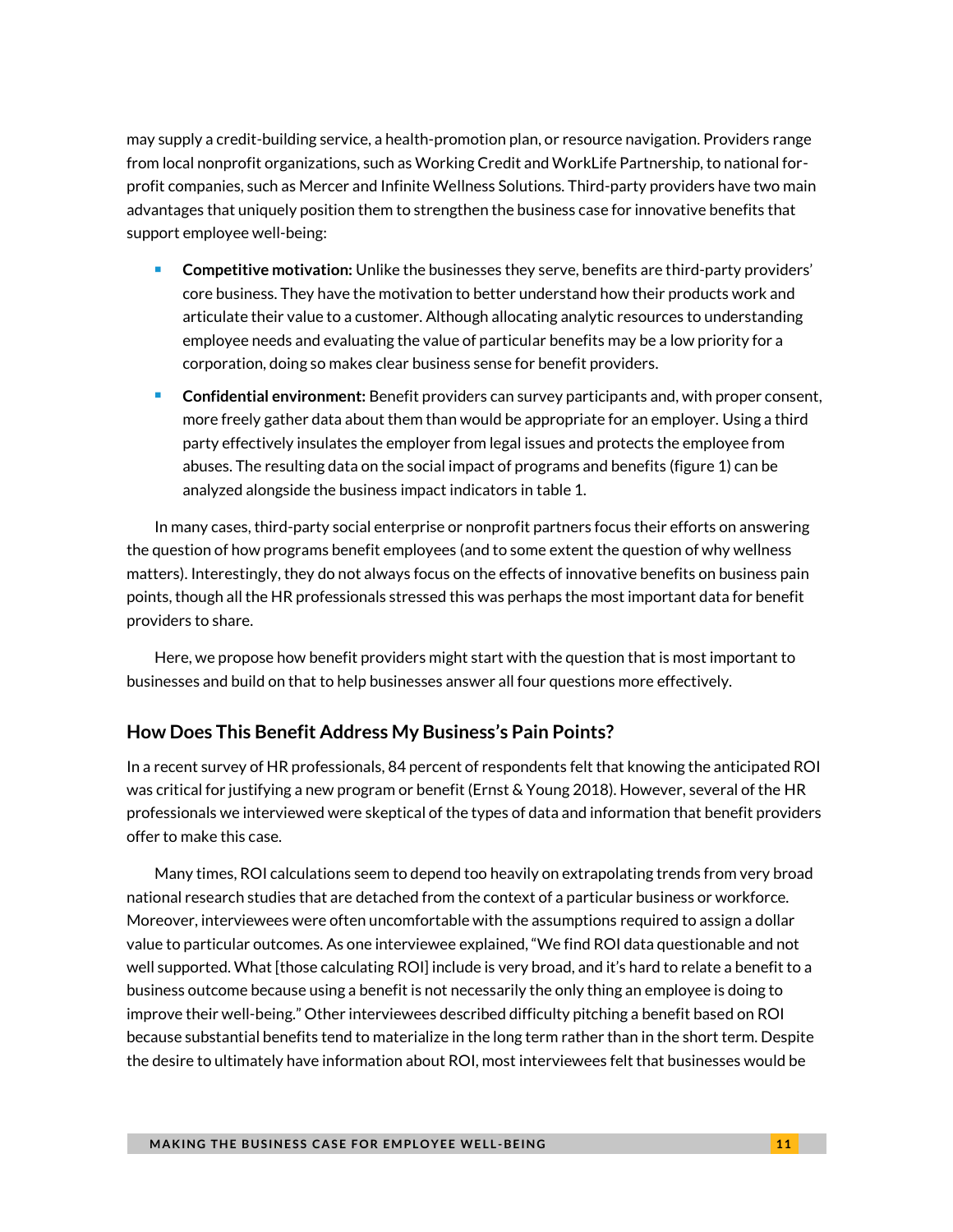may supply a credit-building service, a health-promotion plan, or resource navigation. Providers range from local nonprofit organizations, such as Working Credit and WorkLife Partnership, to national for-profit companies, such as Mercer and Infinite Wellness Solutions. Third-party providers have two main advantages that uniquely position them to strengthen the business case for innovative benefits that support employee well-being:

- **Competitive motivation:** Unlike the businesses they serve, benefits are third-party providers' core business. They have the motivation to better understand how their products work and articulate their value to a customer. Although allocating analytic resources to understanding employee needs and evaluating the value of particular benefits may be a low priority for a corporation, doing so makes clear business sense for benefit providers.
- **Confidential environment:** Benefit providers can survey participants and, with proper consent, more freely gather data about them than would be appropriate for an employer. Using a third party effectively insulates the employer from legal issues and protects the employee from abuses. The resulting data on the social impact of programs and benefits (figure 1) can be analyzed alongside the business impact indicators in table 1.

In many cases, third-party social enterprise or nonprofit partners focus their efforts on answering the question of how programs benefit employees (and to some extent the question of why wellness matters). Interestingly, they do not always focus on the effects of innovative benefits on business pain points, though all the HR professionals stressed this was perhaps the most important data for benefit providers to share.

Here, we propose how benefit providers might start with the question that is most important to businesses and build on that to help businesses answer all four questions more effectively.

## How Does This Benefit Address My Business's Pain Points?

In a recent survey of HR professionals, 84 percent of respondents felt that knowing the anticipated ROI was critical for justifying a new program or benefit (Ernst & Young 2018). However, several of the HR professionals we interviewed were skeptical of the types of data and information that benefit providers offer to make this case.

Many times, ROI calculations seem to depend too heavily on extrapolating trends from very broad national research studies that are detached from the context of a particular business or workforce. Moreover, interviewees were often uncomfortable with the assumptions required to assign a dollar value to particular outcomes. As one interviewee explained, "We find ROI data questionable and not well supported. What [those calculating ROI] include is very broad, and it's hard to relate a benefit to a business outcome because using a benefit is not necessarily the only thing an employee is doing to improve their well-being." Other interviewees described difficulty pitching a benefit based on ROI because substantial benefits tend to materialize in the long term rather than in the short term. Despite the desire to ultimately have information about ROI, most interviewees felt that businesses would be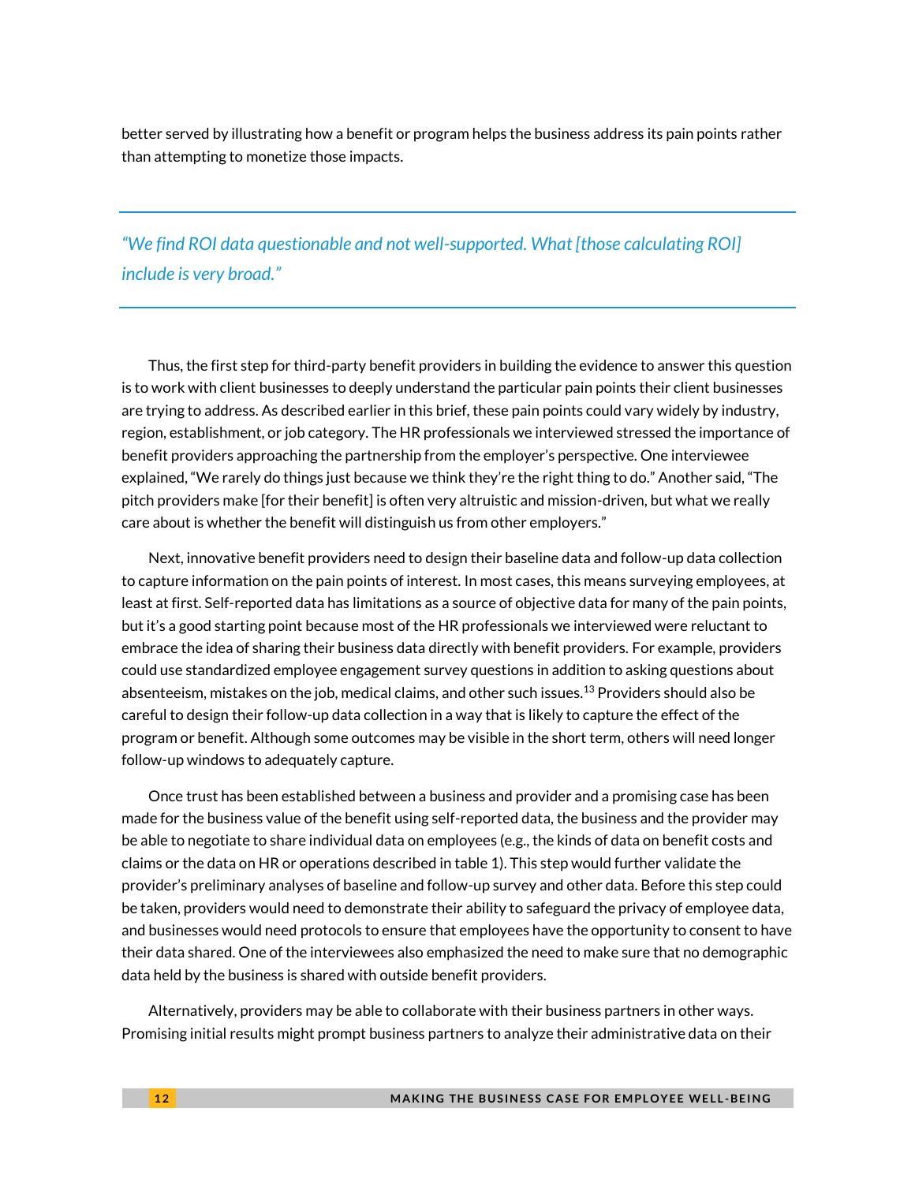better served by illustrating how a benefit or program helps the business address its pain points rather than attempting to monetize those impacts.

---

*"We find ROI data questionable and not well-supported. What [those calculating ROI] include is very broad."*

---

Thus, the first step for third-party benefit providers in building the evidence to answer this question is to work with client businesses to deeply understand the particular pain points their client businesses are trying to address. As described earlier in this brief, these pain points could vary widely by industry, region, establishment, or job category. The HR professionals we interviewed stressed the importance of benefit providers approaching the partnership from the employer's perspective. One interviewee explained, "We rarely do things just because we think they're the right thing to do." Another said, "The pitch providers make [for their benefit] is often very altruistic and mission-driven, but what we really care about is whether the benefit will distinguish us from other employers."

Next, innovative benefit providers need to design their baseline data and follow-up data collection to capture information on the pain points of interest. In most cases, this means surveying employees, at least at first. Self-reported data has limitations as a source of objective data for many of the pain points, but it's a good starting point because most of the HR professionals we interviewed were reluctant to embrace the idea of sharing their business data directly with benefit providers. For example, providers could use standardized employee engagement survey questions in addition to asking questions about absenteeism, mistakes on the job, medical claims, and other such issues.[13] Providers should also be careful to design their follow-up data collection in a way that is likely to capture the effect of the program or benefit. Although some outcomes may be visible in the short term, others will need longer follow-up windows to adequately capture.

Once trust has been established between a business and provider and a promising case has been made for the business value of the benefit using self-reported data, the business and the provider may be able to negotiate to share individual data on employees (e.g., the kinds of data on benefit costs and claims or the data on HR or operations described in table 1). This step would further validate the provider's preliminary analyses of baseline and follow-up survey and other data. Before this step could be taken, providers would need to demonstrate their ability to safeguard the privacy of employee data, and businesses would need protocols to ensure that employees have the opportunity to consent to have their data shared. One of the interviewees also emphasized the need to make sure that no demographic data held by the business is shared with outside benefit providers.

Alternatively, providers may be able to collaborate with their business partners in other ways. Promising initial results might prompt business partners to analyze their administrative data on their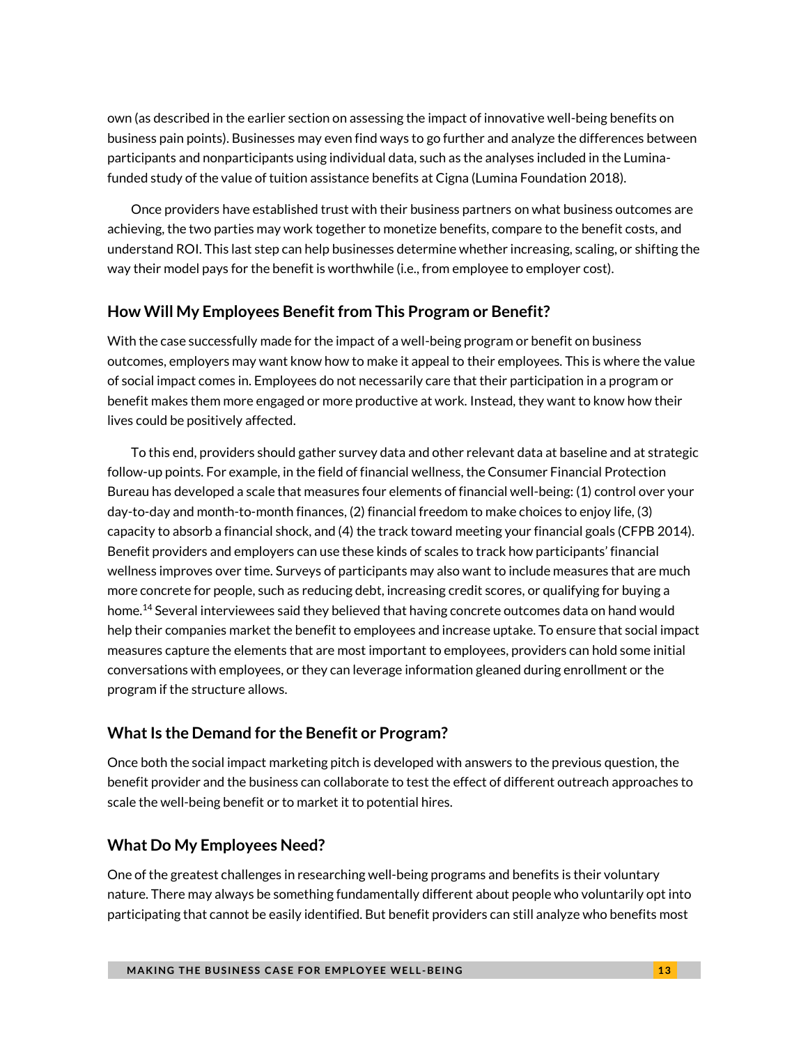own (as described in the earlier section on assessing the impact of innovative well-being benefits on business pain points). Businesses may even find ways to go further and analyze the differences between participants and nonparticipants using individual data, such as the analyses included in the Lumina-funded study of the value of tuition assistance benefits at Cigna (Lumina Foundation 2018).

Once providers have established trust with their business partners on what business outcomes are achieving, the two parties may work together to monetize benefits, compare to the benefit costs, and understand ROI. This last step can help businesses determine whether increasing, scaling, or shifting the way their model pays for the benefit is worthwhile (i.e., from employee to employer cost).

## How Will My Employees Benefit from This Program or Benefit?

With the case successfully made for the impact of a well-being program or benefit on business outcomes, employers may want know how to make it appeal to their employees. This is where the value of social impact comes in. Employees do not necessarily care that their participation in a program or benefit makes them more engaged or more productive at work. Instead, they want to know how their lives could be positively affected.

To this end, providers should gather survey data and other relevant data at baseline and at strategic follow-up points. For example, in the field of financial wellness, the Consumer Financial Protection Bureau has developed a scale that measures four elements of financial well-being: (1) control over your day-to-day and month-to-month finances, (2) financial freedom to make choices to enjoy life, (3) capacity to absorb a financial shock, and (4) the track toward meeting your financial goals (CFPB 2014). Benefit providers and employers can use these kinds of scales to track how participants' financial wellness improves over time. Surveys of participants may also want to include measures that are much more concrete for people, such as reducing debt, increasing credit scores, or qualifying for buying a home.[14] Several interviewees said they believed that having concrete outcomes data on hand would help their companies market the benefit to employees and increase uptake. To ensure that social impact measures capture the elements that are most important to employees, providers can hold some initial conversations with employees, or they can leverage information gleaned during enrollment or the program if the structure allows.

## What Is the Demand for the Benefit or Program?

Once both the social impact marketing pitch is developed with answers to the previous question, the benefit provider and the business can collaborate to test the effect of different outreach approaches to scale the well-being benefit or to market it to potential hires.

## What Do My Employees Need?

One of the greatest challenges in researching well-being programs and benefits is their voluntary nature. There may always be something fundamentally different about people who voluntarily opt into participating that cannot be easily identified. But benefit providers can still analyze who benefits most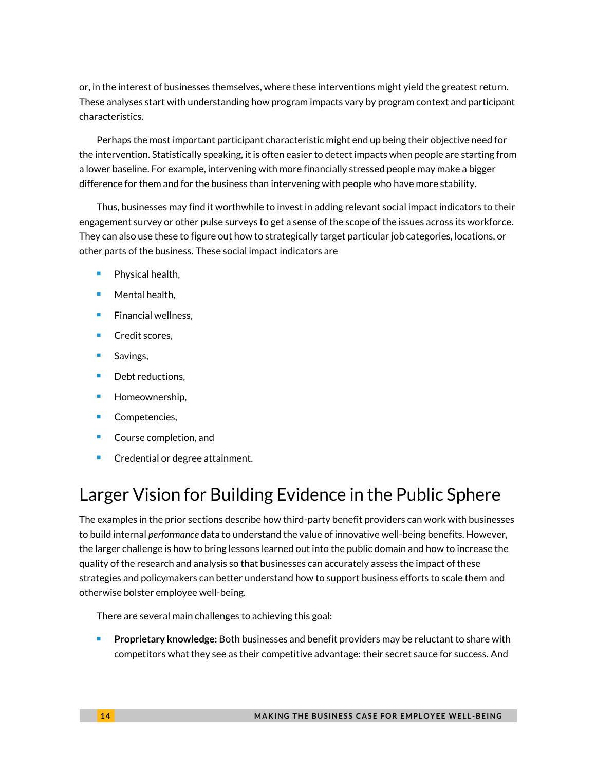or, in the interest of businesses themselves, where these interventions might yield the greatest return. These analyses start with understanding how program impacts vary by program context and participant characteristics.

Perhaps the most important participant characteristic might end up being their objective need for the intervention. Statistically speaking, it is often easier to detect impacts when people are starting from a lower baseline. For example, intervening with more financially stressed people may make a bigger difference for them and for the business than intervening with people who have more stability.

Thus, businesses may find it worthwhile to invest in adding relevant social impact indicators to their engagement survey or other pulse surveys to get a sense of the scope of the issues across its workforce. They can also use these to figure out how to strategically target particular job categories, locations, or other parts of the business. These social impact indicators are

- Physical health,
- Mental health,
- Financial wellness,
- Credit scores,
- Savings,
- Debt reductions,
- Homeownership,
- Competencies,
- Course completion, and
- Credential or degree attainment.

## Larger Vision for Building Evidence in the Public Sphere

The examples in the prior sections describe how third-party benefit providers can work with businesses to build internal *performance* data to understand the value of innovative well-being benefits. However, the larger challenge is how to bring lessons learned out into the public domain and how to increase the quality of the research and analysis so that businesses can accurately assess the impact of these strategies and policymakers can better understand how to support business efforts to scale them and otherwise bolster employee well-being.

There are several main challenges to achieving this goal:

- **Proprietary knowledge:** Both businesses and benefit providers may be reluctant to share with competitors what they see as their competitive advantage: their secret sauce for success. And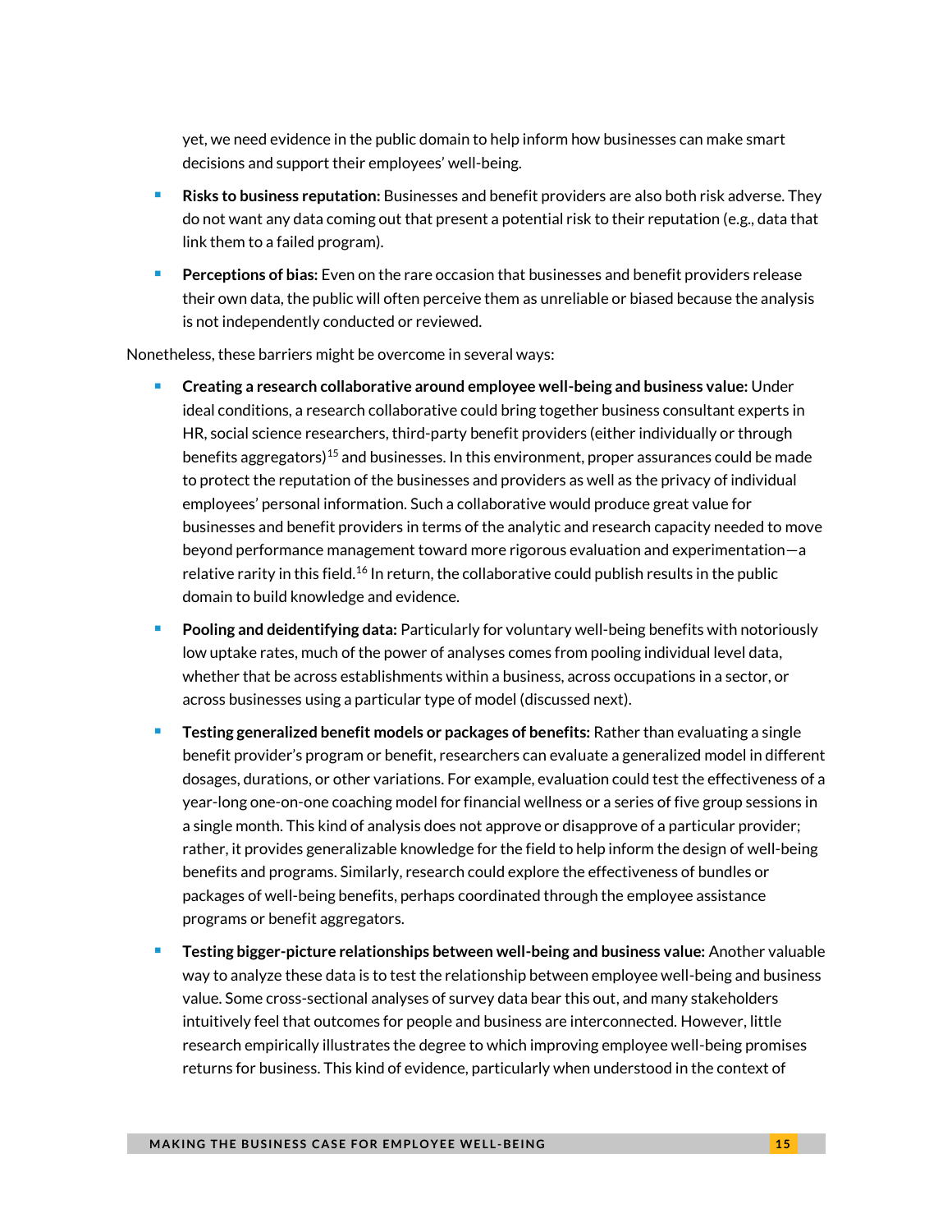yet, we need evidence in the public domain to help inform how businesses can make smart decisions and support their employees' well-being.

- **Risks to business reputation:** Businesses and benefit providers are also both risk adverse. They do not want any data coming out that present a potential risk to their reputation (e.g., data that link them to a failed program).
- **Perceptions of bias:** Even on the rare occasion that businesses and benefit providers release their own data, the public will often perceive them as unreliable or biased because the analysis is not independently conducted or reviewed.

Nonetheless, these barriers might be overcome in several ways:

- **Creating a research collaborative around employee well-being and business value:** Under ideal conditions, a research collaborative could bring together business consultant experts in HR, social science researchers, third-party benefit providers (either individually or through benefits aggregators)[15] and businesses. In this environment, proper assurances could be made to protect the reputation of the businesses and providers as well as the privacy of individual employees' personal information. Such a collaborative would produce great value for businesses and benefit providers in terms of the analytic and research capacity needed to move beyond performance management toward more rigorous evaluation and experimentation—a relative rarity in this field.[16] In return, the collaborative could publish results in the public domain to build knowledge and evidence.
- **Pooling and deidentifying data:** Particularly for voluntary well-being benefits with notoriously low uptake rates, much of the power of analyses comes from pooling individual level data, whether that be across establishments within a business, across occupations in a sector, or across businesses using a particular type of model (discussed next).
- **Testing generalized benefit models or packages of benefits:** Rather than evaluating a single benefit provider's program or benefit, researchers can evaluate a generalized model in different dosages, durations, or other variations. For example, evaluation could test the effectiveness of a year-long one-on-one coaching model for financial wellness or a series of five group sessions in a single month. This kind of analysis does not approve or disapprove of a particular provider; rather, it provides generalizable knowledge for the field to help inform the design of well-being benefits and programs. Similarly, research could explore the effectiveness of bundles or packages of well-being benefits, perhaps coordinated through the employee assistance programs or benefit aggregators.
- **Testing bigger-picture relationships between well-being and business value:** Another valuable way to analyze these data is to test the relationship between employee well-being and business value. Some cross-sectional analyses of survey data bear this out, and many stakeholders intuitively feel that outcomes for people and business are interconnected. However, little research empirically illustrates the degree to which improving employee well-being promises returns for business. This kind of evidence, particularly when understood in the context of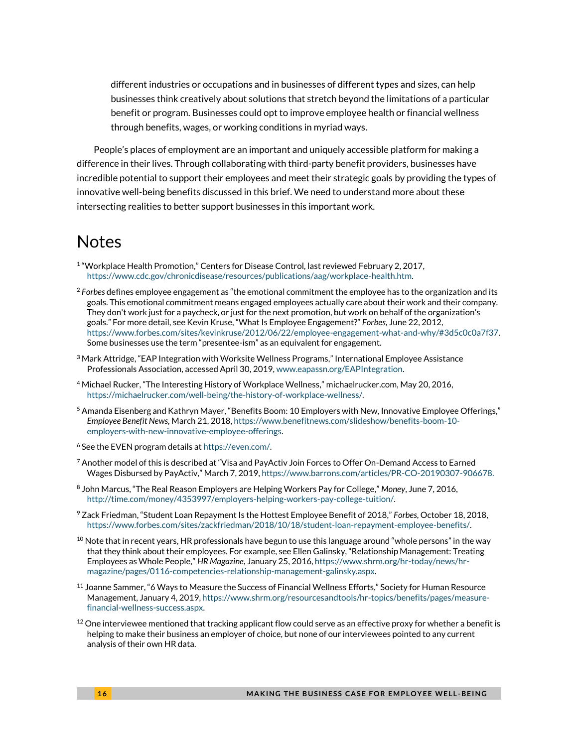different industries or occupations and in businesses of different types and sizes, can help businesses think creatively about solutions that stretch beyond the limitations of a particular benefit or program. Businesses could opt to improve employee health or financial wellness through benefits, wages, or working conditions in myriad ways.

People's places of employment are an important and uniquely accessible platform for making a difference in their lives. Through collaborating with third-party benefit providers, businesses have incredible potential to support their employees and meet their strategic goals by providing the types of innovative well-being benefits discussed in this brief. We need to understand more about these intersecting realities to better support businesses in this important work.

# Notes

[1] "Workplace Health Promotion," Centers for Disease Control, last reviewed February 2, 2017, https://www.cdc.gov/chronicdisease/resources/publications/aag/workplace-health.htm.

[2] *Forbes* defines employee engagement as "the emotional commitment the employee has to the organization and its goals. This emotional commitment means engaged employees actually care about their work and their company. They don't work just for a paycheck, or just for the next promotion, but work on behalf of the organization's goals." For more detail, see Kevin Kruse, "What Is Employee Engagement?" *Forbes*, June 22, 2012, https://www.forbes.com/sites/kevinkruse/2012/06/22/employee-engagement-what-and-why/#3d5c0c0a7f37. Some businesses use the term "presentee-ism" as an equivalent for engagement.

[3] Mark Attridge, "EAP Integration with Worksite Wellness Programs," International Employee Assistance Professionals Association, accessed April 30, 2019, www.eapassn.org/EAPIntegration.

[4] Michael Rucker, "The Interesting History of Workplace Wellness," michaelrucker.com, May 20, 2016, https://michaelrucker.com/well-being/the-history-of-workplace-wellness/.

[5] Amanda Eisenberg and Kathryn Mayer, "Benefits Boom: 10 Employers with New, Innovative Employee Offerings," *Employee Benefit News*, March 21, 2018, https://www.benefitnews.com/slideshow/benefits-boom-10-employers-with-new-innovative-employee-offerings.

[6] See the EVEN program details at https://even.com/.

[7] Another model of this is described at "Visa and PayActiv Join Forces to Offer On-Demand Access to Earned Wages Disbursed by PayActiv," March 7, 2019, https://www.barrons.com/articles/PR-CO-20190307-906678.

[8] John Marcus, "The Real Reason Employers are Helping Workers Pay for College," *Money*, June 7, 2016, http://time.com/money/4353997/employers-helping-workers-pay-college-tuition/.

[9] Zack Friedman, "Student Loan Repayment Is the Hottest Employee Benefit of 2018," *Forbes*, October 18, 2018, https://www.forbes.com/sites/zackfriedman/2018/10/18/student-loan-repayment-employee-benefits/.

[10] Note that in recent years, HR professionals have begun to use this language around "whole persons" in the way that they think about their employees. For example, see Ellen Galinsky, "Relationship Management: Treating Employees as Whole People," *HR Magazine*, January 25, 2016, https://www.shrm.org/hr-today/news/hr-magazine/pages/0116-competencies-relationship-management-galinsky.aspx.

[11] Joanne Sammer, "6 Ways to Measure the Success of Financial Wellness Efforts," Society for Human Resource Management, January 4, 2019, https://www.shrm.org/resourcesandtools/hr-topics/benefits/pages/measure-financial-wellness-success.aspx.

[12] One interviewee mentioned that tracking applicant flow could serve as an effective proxy for whether a benefit is helping to make their business an employer of choice, but none of our interviewees pointed to any current analysis of their own HR data.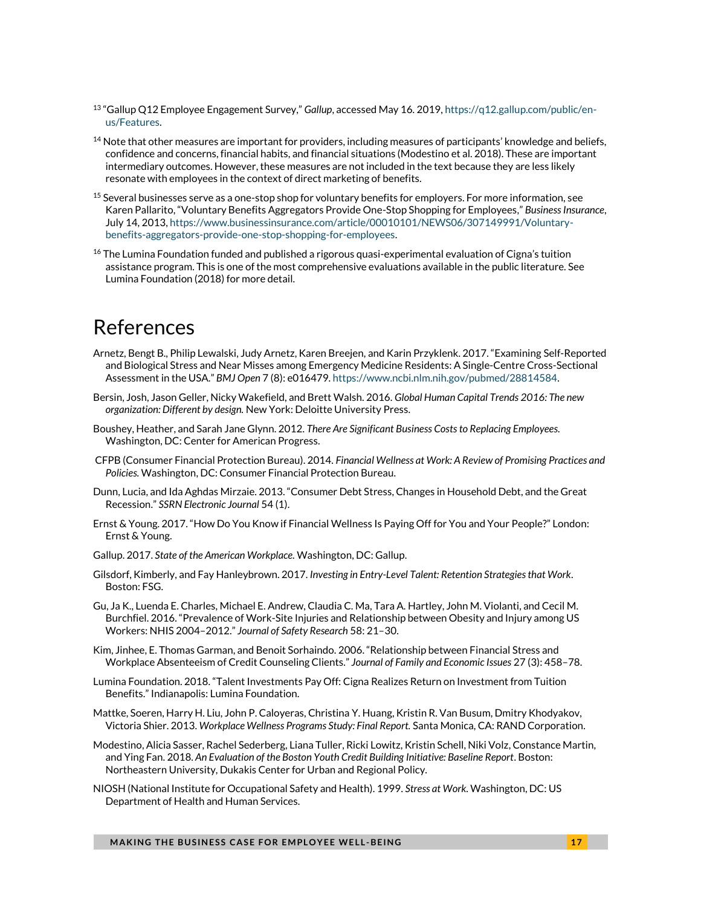[13] "Gallup Q12 Employee Engagement Survey," *Gallup*, accessed May 16. 2019, https://q12.gallup.com/public/en-us/Features.

[14] Note that other measures are important for providers, including measures of participants' knowledge and beliefs, confidence and concerns, financial habits, and financial situations (Modestino et al. 2018). These are important intermediary outcomes. However, these measures are not included in the text because they are less likely resonate with employees in the context of direct marketing of benefits.

[15] Several businesses serve as a one-stop shop for voluntary benefits for employers. For more information, see Karen Pallarito, "Voluntary Benefits Aggregators Provide One-Stop Shopping for Employees," *Business Insurance*, July 14, 2013, https://www.businessinsurance.com/article/00010101/NEWS06/307149991/Voluntary-benefits-aggregators-provide-one-stop-shopping-for-employees.

[16] The Lumina Foundation funded and published a rigorous quasi-experimental evaluation of Cigna's tuition assistance program. This is one of the most comprehensive evaluations available in the public literature. See Lumina Foundation (2018) for more detail.

# References

Arnetz, Bengt B., Philip Lewalski, Judy Arnetz, Karen Breejen, and Karin Przyklenk. 2017. "Examining Self-Reported and Biological Stress and Near Misses among Emergency Medicine Residents: A Single-Centre Cross-Sectional Assessment in the USA." *BMJ Open* 7 (8): e016479. https://www.ncbi.nlm.nih.gov/pubmed/28814584.

Bersin, Josh, Jason Geller, Nicky Wakefield, and Brett Walsh. 2016. *Global Human Capital Trends 2016: The new organization: Different by design.* New York: Deloitte University Press.

Boushey, Heather, and Sarah Jane Glynn. 2012. *There Are Significant Business Costs to Replacing Employees.* Washington, DC: Center for American Progress.

CFPB (Consumer Financial Protection Bureau). 2014. *Financial Wellness at Work: A Review of Promising Practices and Policies.* Washington, DC: Consumer Financial Protection Bureau.

Dunn, Lucia, and Ida Aghdas Mirzaie. 2013. "Consumer Debt Stress, Changes in Household Debt, and the Great Recession." *SSRN Electronic Journal* 54 (1).

Ernst & Young. 2017. "How Do You Know if Financial Wellness Is Paying Off for You and Your People?" London: Ernst & Young.

Gallup. 2017. *State of the American Workplace.* Washington, DC: Gallup.

Gilsdorf, Kimberly, and Fay Hanleybrown. 2017. *Investing in Entry-Level Talent: Retention Strategies that Work*. Boston: FSG.

Gu, Ja K., Luenda E. Charles, Michael E. Andrew, Claudia C. Ma, Tara A. Hartley, John M. Violanti, and Cecil M. Burchfiel. 2016. "Prevalence of Work-Site Injuries and Relationship between Obesity and Injury among US Workers: NHIS 2004–2012." *Journal of Safety Research* 58: 21–30.

Kim, Jinhee, E. Thomas Garman, and Benoit Sorhaindo. 2006. "Relationship between Financial Stress and Workplace Absenteeism of Credit Counseling Clients." *Journal of Family and Economic Issues* 27 (3): 458–78.

Lumina Foundation. 2018. "Talent Investments Pay Off: Cigna Realizes Return on Investment from Tuition Benefits." Indianapolis: Lumina Foundation.

Mattke, Soeren, Harry H. Liu, John P. Caloyeras, Christina Y. Huang, Kristin R. Van Busum, Dmitry Khodyakov, Victoria Shier. 2013. *Workplace Wellness Programs Study: Final Report.* Santa Monica, CA: RAND Corporation.

Modestino, Alicia Sasser, Rachel Sederberg, Liana Tuller, Ricki Lowitz, Kristin Schell, Niki Volz, Constance Martin, and Ying Fan. 2018. *An Evaluation of the Boston Youth Credit Building Initiative: Baseline Report*. Boston: Northeastern University, Dukakis Center for Urban and Regional Policy.

NIOSH (National Institute for Occupational Safety and Health). 1999. *Stress at Work*. Washington, DC: US Department of Health and Human Services.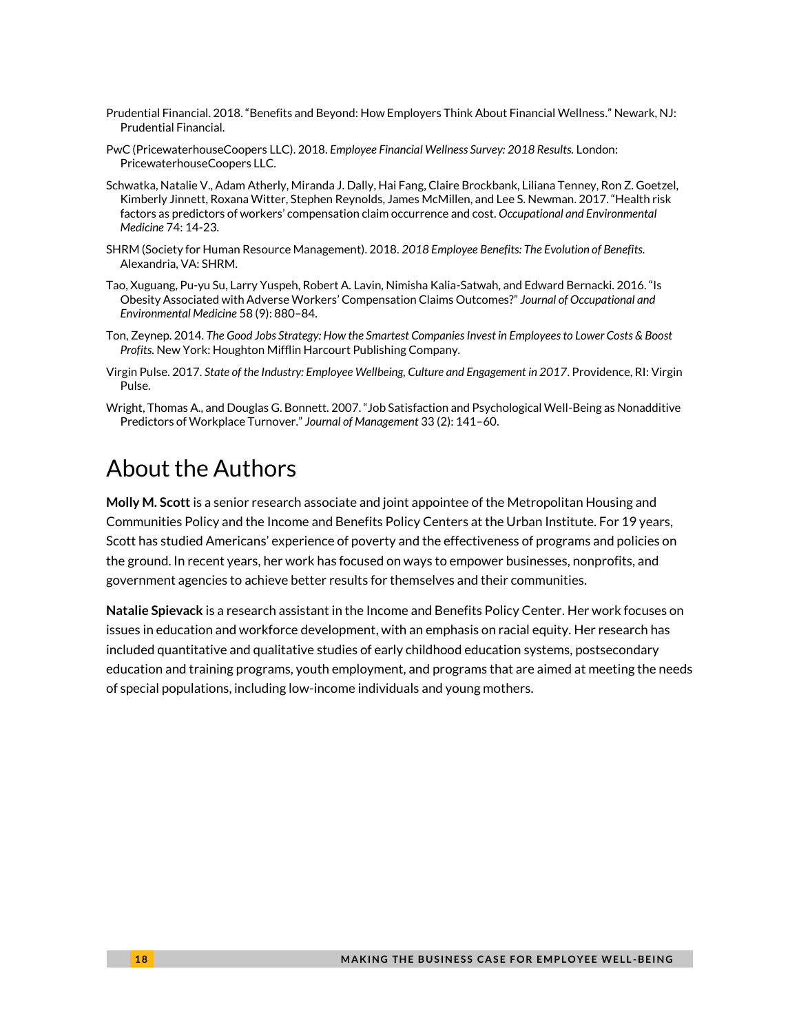Prudential Financial. 2018. "Benefits and Beyond: How Employers Think About Financial Wellness." Newark, NJ: Prudential Financial.

PwC (PricewaterhouseCoopers LLC). 2018. *Employee Financial Wellness Survey: 2018 Results.* London: PricewaterhouseCoopers LLC.

Schwatka, Natalie V., Adam Atherly, Miranda J. Dally, Hai Fang, Claire Brockbank, Liliana Tenney, Ron Z. Goetzel, Kimberly Jinnett, Roxana Witter, Stephen Reynolds, James McMillen, and Lee S. Newman. 2017. "Health risk factors as predictors of workers' compensation claim occurrence and cost. *Occupational and Environmental Medicine* 74: 14-23.

SHRM (Society for Human Resource Management). 2018. *2018 Employee Benefits: The Evolution of Benefits.* Alexandria, VA: SHRM.

Tao, Xuguang, Pu-yu Su, Larry Yuspeh, Robert A. Lavin, Nimisha Kalia-Satwah, and Edward Bernacki. 2016. "Is Obesity Associated with Adverse Workers' Compensation Claims Outcomes?" *Journal of Occupational and Environmental Medicine* 58 (9): 880–84.

Ton, Zeynep. 2014. *The Good Jobs Strategy: How the Smartest Companies Invest in Employees to Lower Costs & Boost Profits.* New York: Houghton Mifflin Harcourt Publishing Company.

Virgin Pulse. 2017. *State of the Industry: Employee Wellbeing, Culture and Engagement in 2017*. Providence, RI: Virgin Pulse.

Wright, Thomas A., and Douglas G. Bonnett. 2007. "Job Satisfaction and Psychological Well-Being as Nonadditive Predictors of Workplace Turnover." *Journal of Management* 33 (2): 141–60.

# About the Authors

**Molly M. Scott** is a senior research associate and joint appointee of the Metropolitan Housing and Communities Policy and the Income and Benefits Policy Centers at the Urban Institute. For 19 years, Scott has studied Americans' experience of poverty and the effectiveness of programs and policies on the ground. In recent years, her work has focused on ways to empower businesses, nonprofits, and government agencies to achieve better results for themselves and their communities.

**Natalie Spievack** is a research assistant in the Income and Benefits Policy Center. Her work focuses on issues in education and workforce development, with an emphasis on racial equity. Her research has included quantitative and qualitative studies of early childhood education systems, postsecondary education and training programs, youth employment, and programs that are aimed at meeting the needs of special populations, including low-income individuals and young mothers.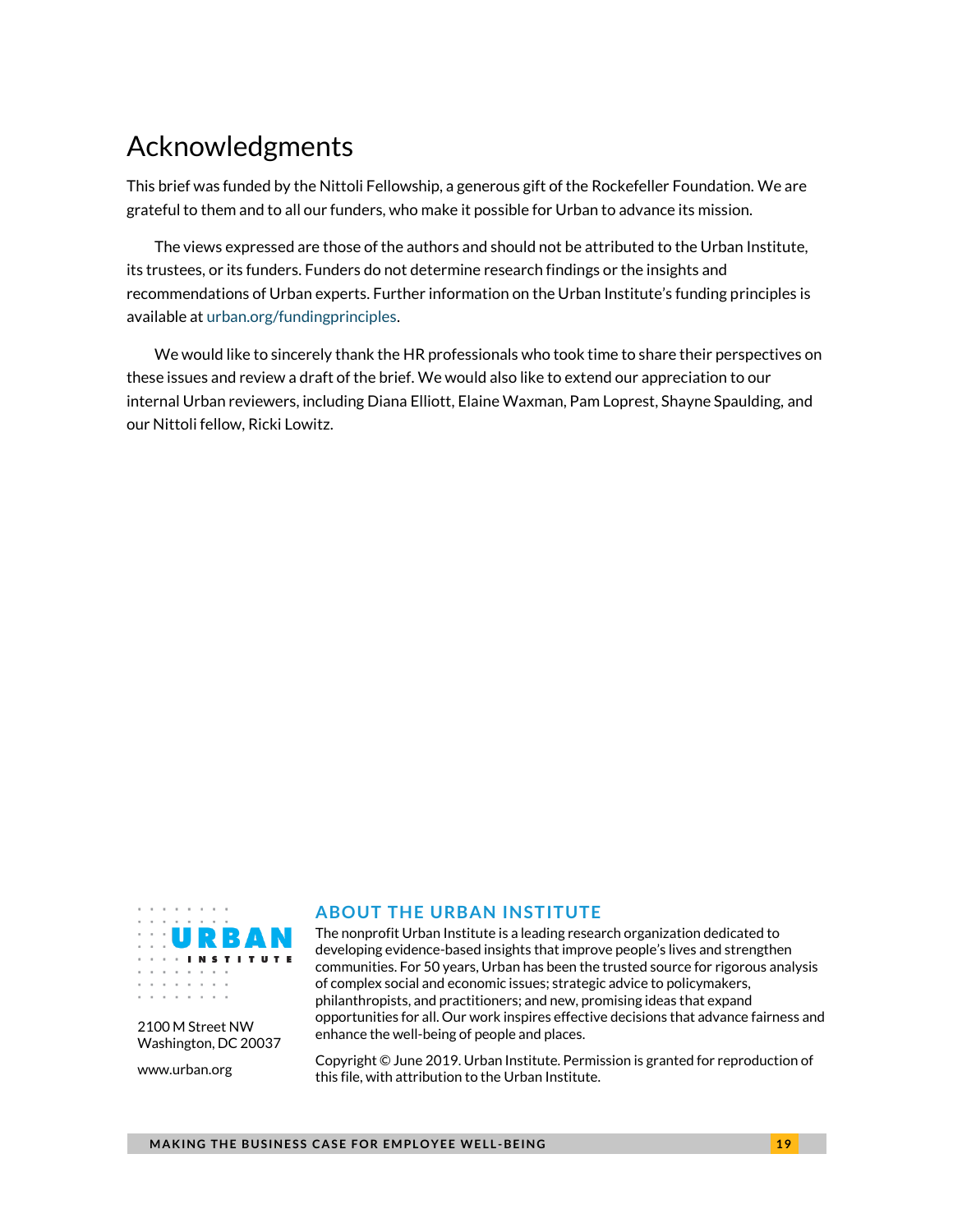# Acknowledgments

This brief was funded by the Nittoli Fellowship, a generous gift of the Rockefeller Foundation. We are grateful to them and to all our funders, who make it possible for Urban to advance its mission.

The views expressed are those of the authors and should not be attributed to the Urban Institute, its trustees, or its funders. Funders do not determine research findings or the insights and recommendations of Urban experts. Further information on the Urban Institute's funding principles is available at urban.org/fundingprinciples.

We would like to sincerely thank the HR professionals who took time to share their perspectives on these issues and review a draft of the brief. We would also like to extend our appreciation to our internal Urban reviewers, including Diana Elliott, Elaine Waxman, Pam Loprest, Shayne Spaulding, and our Nittoli fellow, Ricki Lowitz.

URBAN INSTITUTE

2100 M Street NW
Washington, DC 20037

www.urban.org

## ABOUT THE URBAN INSTITUTE

The nonprofit Urban Institute is a leading research organization dedicated to developing evidence-based insights that improve people's lives and strengthen communities. For 50 years, Urban has been the trusted source for rigorous analysis of complex social and economic issues; strategic advice to policymakers, philanthropists, and practitioners; and new, promising ideas that expand opportunities for all. Our work inspires effective decisions that advance fairness and enhance the well-being of people and places.

Copyright © June 2019. Urban Institute. Permission is granted for reproduction of this file, with attribution to the Urban Institute.